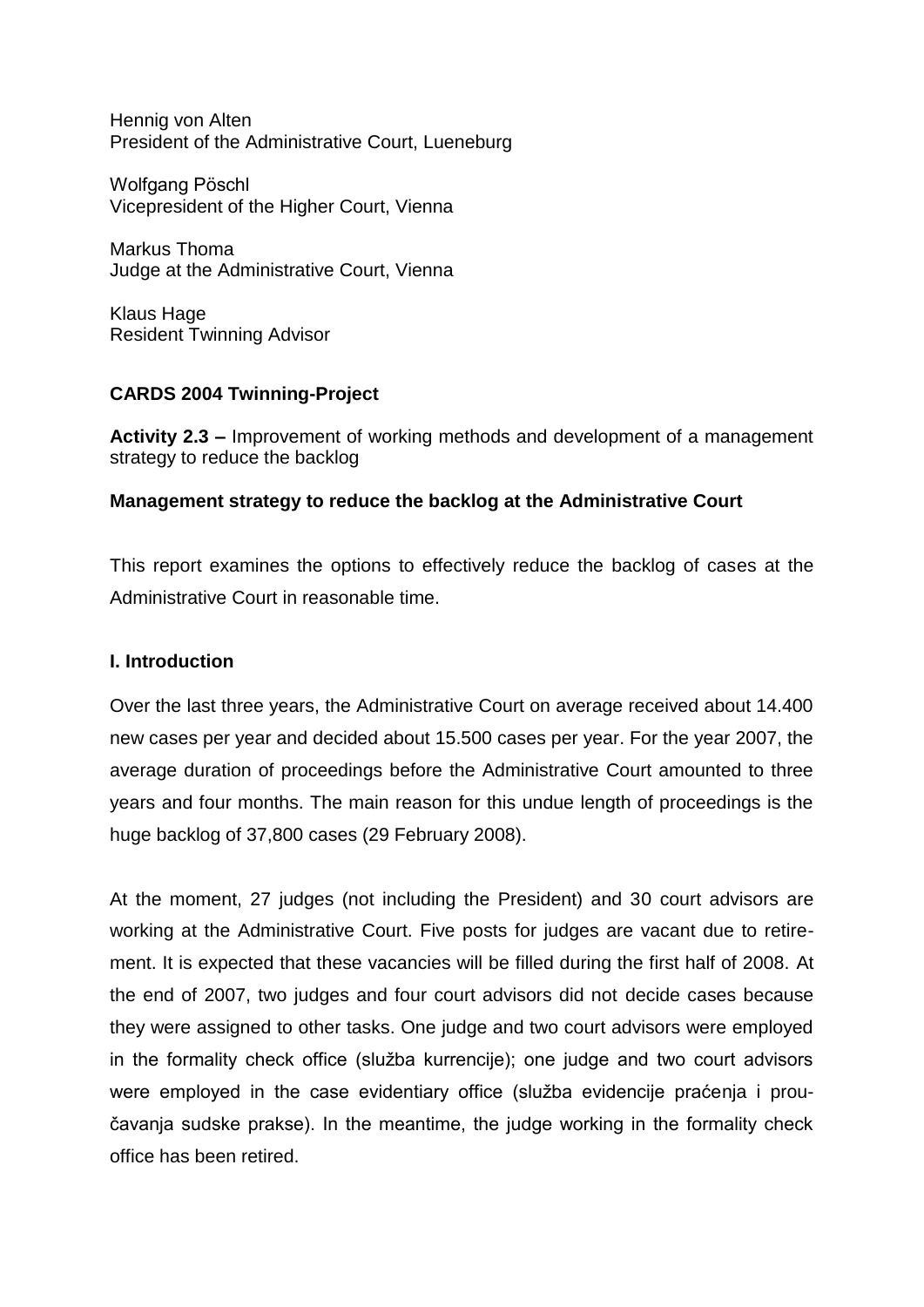Hennig von Alten
President of the Administrative Court, Lueneburg

Wolfgang Pöschl
Vicepresident of the Higher Court, Vienna

Markus Thoma
Judge at the Administrative Court, Vienna

Klaus Hage
Resident Twinning Advisor

**CARDS 2004 Twinning-Project**

**Activity 2.3 –** Improvement of working methods and development of a management strategy to reduce the backlog

**Management strategy to reduce the backlog at the Administrative Court**

This report examines the options to effectively reduce the backlog of cases at the Administrative Court in reasonable time.

## I. Introduction

Over the last three years, the Administrative Court on average received about 14.400 new cases per year and decided about 15.500 cases per year. For the year 2007, the average duration of proceedings before the Administrative Court amounted to three years and four months. The main reason for this undue length of proceedings is the huge backlog of 37,800 cases (29 February 2008).

At the moment, 27 judges (not including the President) and 30 court advisors are working at the Administrative Court. Five posts for judges are vacant due to retirement. It is expected that these vacancies will be filled during the first half of 2008. At the end of 2007, two judges and four court advisors did not decide cases because they were assigned to other tasks. One judge and two court advisors were employed in the formality check office (služba kurrencije); one judge and two court advisors were employed in the case evidentiary office (služba evidencije praćenja i proučavanja sudske prakse). In the meantime, the judge working in the formality check office has been retired.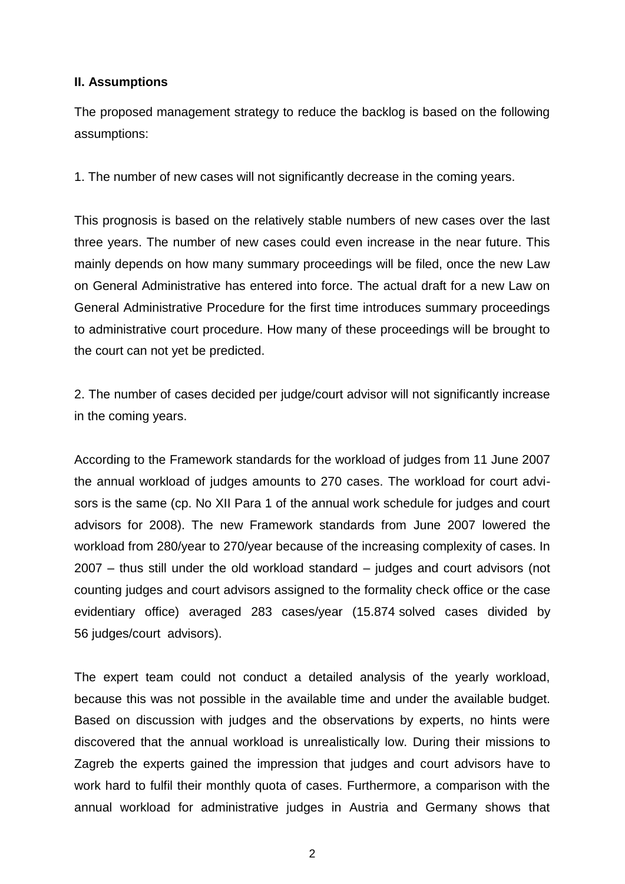**II. Assumptions**

The proposed management strategy to reduce the backlog is based on the following assumptions:

1. The number of new cases will not significantly decrease in the coming years.

This prognosis is based on the relatively stable numbers of new cases over the last three years. The number of new cases could even increase in the near future. This mainly depends on how many summary proceedings will be filed, once the new Law on General Administrative has entered into force. The actual draft for a new Law on General Administrative Procedure for the first time introduces summary proceedings to administrative court procedure. How many of these proceedings will be brought to the court can not yet be predicted.

2. The number of cases decided per judge/court advisor will not significantly increase in the coming years.

According to the Framework standards for the workload of judges from 11 June 2007 the annual workload of judges amounts to 270 cases. The workload for court advisors is the same (cp. No XII Para 1 of the annual work schedule for judges and court advisors for 2008). The new Framework standards from June 2007 lowered the workload from 280/year to 270/year because of the increasing complexity of cases. In 2007 – thus still under the old workload standard – judges and court advisors (not counting judges and court advisors assigned to the formality check office or the case evidentiary office) averaged 283 cases/year (15.874 solved cases divided by 56 judges/court advisors).

The expert team could not conduct a detailed analysis of the yearly workload, because this was not possible in the available time and under the available budget. Based on discussion with judges and the observations by experts, no hints were discovered that the annual workload is unrealistically low. During their missions to Zagreb the experts gained the impression that judges and court advisors have to work hard to fulfil their monthly quota of cases. Furthermore, a comparison with the annual workload for administrative judges in Austria and Germany shows that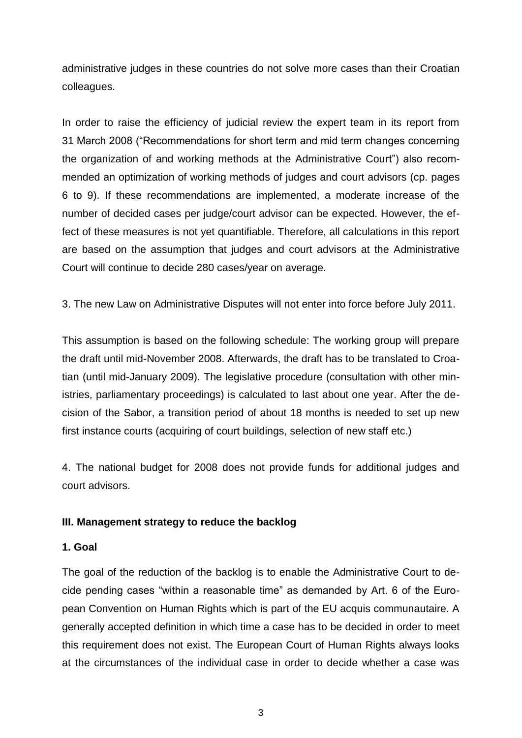administrative judges in these countries do not solve more cases than their Croatian colleagues.

In order to raise the efficiency of judicial review the expert team in its report from 31 March 2008 ("Recommendations for short term and mid term changes concerning the organization of and working methods at the Administrative Court") also recommended an optimization of working methods of judges and court advisors (cp. pages 6 to 9). If these recommendations are implemented, a moderate increase of the number of decided cases per judge/court advisor can be expected. However, the effect of these measures is not yet quantifiable. Therefore, all calculations in this report are based on the assumption that judges and court advisors at the Administrative Court will continue to decide 280 cases/year on average.

3. The new Law on Administrative Disputes will not enter into force before July 2011.

This assumption is based on the following schedule: The working group will prepare the draft until mid-November 2008. Afterwards, the draft has to be translated to Croatian (until mid-January 2009). The legislative procedure (consultation with other ministries, parliamentary proceedings) is calculated to last about one year. After the decision of the Sabor, a transition period of about 18 months is needed to set up new first instance courts (acquiring of court buildings, selection of new staff etc.)

4. The national budget for 2008 does not provide funds for additional judges and court advisors.

## III. Management strategy to reduce the backlog

### 1. Goal

The goal of the reduction of the backlog is to enable the Administrative Court to decide pending cases "within a reasonable time" as demanded by Art. 6 of the European Convention on Human Rights which is part of the EU acquis communautaire. A generally accepted definition in which time a case has to be decided in order to meet this requirement does not exist. The European Court of Human Rights always looks at the circumstances of the individual case in order to decide whether a case was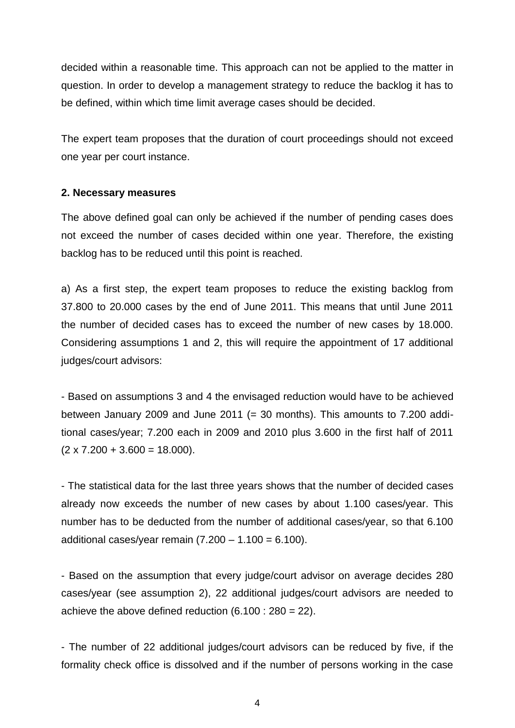decided within a reasonable time. This approach can not be applied to the matter in question. In order to develop a management strategy to reduce the backlog it has to be defined, within which time limit average cases should be decided.

The expert team proposes that the duration of court proceedings should not exceed one year per court instance.

**2. Necessary measures**

The above defined goal can only be achieved if the number of pending cases does not exceed the number of cases decided within one year. Therefore, the existing backlog has to be reduced until this point is reached.

a) As a first step, the expert team proposes to reduce the existing backlog from 37.800 to 20.000 cases by the end of June 2011. This means that until June 2011 the number of decided cases has to exceed the number of new cases by 18.000. Considering assumptions 1 and 2, this will require the appointment of 17 additional judges/court advisors:

- Based on assumptions 3 and 4 the envisaged reduction would have to be achieved between January 2009 and June 2011 (= 30 months). This amounts to 7.200 additional cases/year; 7.200 each in 2009 and 2010 plus 3.600 in the first half of 2011 (2 x 7.200 + 3.600 = 18.000).

- The statistical data for the last three years shows that the number of decided cases already now exceeds the number of new cases by about 1.100 cases/year. This number has to be deducted from the number of additional cases/year, so that 6.100 additional cases/year remain (7.200 – 1.100 = 6.100).

- Based on the assumption that every judge/court advisor on average decides 280 cases/year (see assumption 2), 22 additional judges/court advisors are needed to achieve the above defined reduction (6.100 : 280 = 22).

- The number of 22 additional judges/court advisors can be reduced by five, if the formality check office is dissolved and if the number of persons working in the case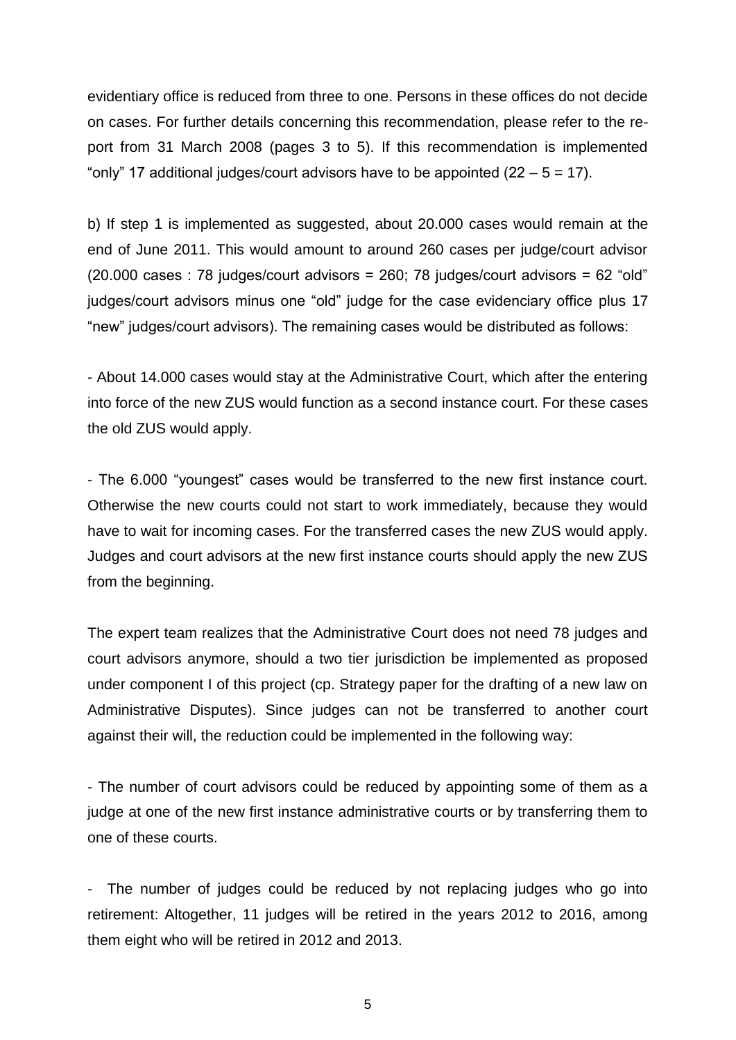evidentiary office is reduced from three to one. Persons in these offices do not decide on cases. For further details concerning this recommendation, please refer to the report from 31 March 2008 (pages 3 to 5). If this recommendation is implemented "only" 17 additional judges/court advisors have to be appointed (22 – 5 = 17).

b) If step 1 is implemented as suggested, about 20.000 cases would remain at the end of June 2011. This would amount to around 260 cases per judge/court advisor (20.000 cases : 78 judges/court advisors = 260; 78 judges/court advisors = 62 "old" judges/court advisors minus one "old" judge for the case evidenciary office plus 17 "new" judges/court advisors). The remaining cases would be distributed as follows:

- About 14.000 cases would stay at the Administrative Court, which after the entering into force of the new ZUS would function as a second instance court. For these cases the old ZUS would apply.

- The 6.000 "youngest" cases would be transferred to the new first instance court. Otherwise the new courts could not start to work immediately, because they would have to wait for incoming cases. For the transferred cases the new ZUS would apply. Judges and court advisors at the new first instance courts should apply the new ZUS from the beginning.

The expert team realizes that the Administrative Court does not need 78 judges and court advisors anymore, should a two tier jurisdiction be implemented as proposed under component I of this project (cp. Strategy paper for the drafting of a new law on Administrative Disputes). Since judges can not be transferred to another court against their will, the reduction could be implemented in the following way:

- The number of court advisors could be reduced by appointing some of them as a judge at one of the new first instance administrative courts or by transferring them to one of these courts.

- The number of judges could be reduced by not replacing judges who go into retirement: Altogether, 11 judges will be retired in the years 2012 to 2016, among them eight who will be retired in 2012 and 2013.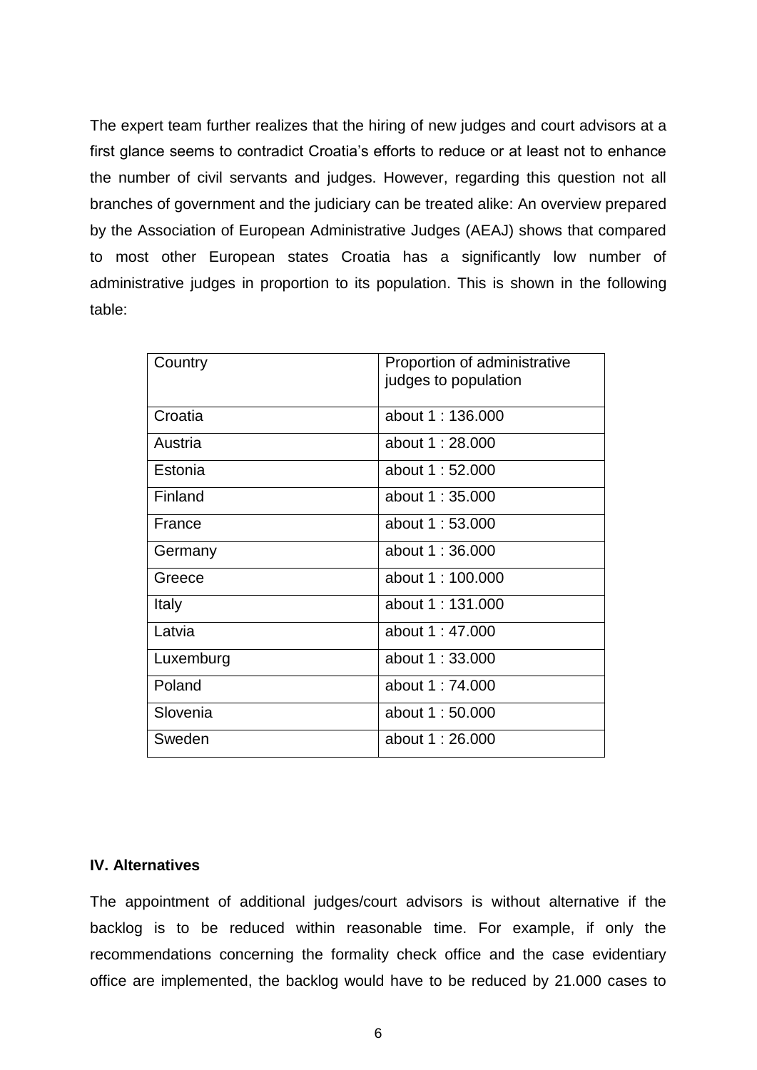The expert team further realizes that the hiring of new judges and court advisors at a first glance seems to contradict Croatia's efforts to reduce or at least not to enhance the number of civil servants and judges. However, regarding this question not all branches of government and the judiciary can be treated alike: An overview prepared by the Association of European Administrative Judges (AEAJ) shows that compared to most other European states Croatia has a significantly low number of administrative judges in proportion to its population. This is shown in the following table:

| Country | Proportion of administrative judges to population |
| --- | --- |
| Croatia | about 1 : 136.000 |
| Austria | about 1 : 28.000 |
| Estonia | about 1 : 52.000 |
| Finland | about 1 : 35.000 |
| France | about 1 : 53.000 |
| Germany | about 1 : 36.000 |
| Greece | about 1 : 100.000 |
| Italy | about 1 : 131.000 |
| Latvia | about 1 : 47.000 |
| Luxemburg | about 1 : 33.000 |
| Poland | about 1 : 74.000 |
| Slovenia | about 1 : 50.000 |
| Sweden | about 1 : 26.000 |

### IV. Alternatives

The appointment of additional judges/court advisors is without alternative if the backlog is to be reduced within reasonable time. For example, if only the recommendations concerning the formality check office and the case evidentiary office are implemented, the backlog would have to be reduced by 21.000 cases to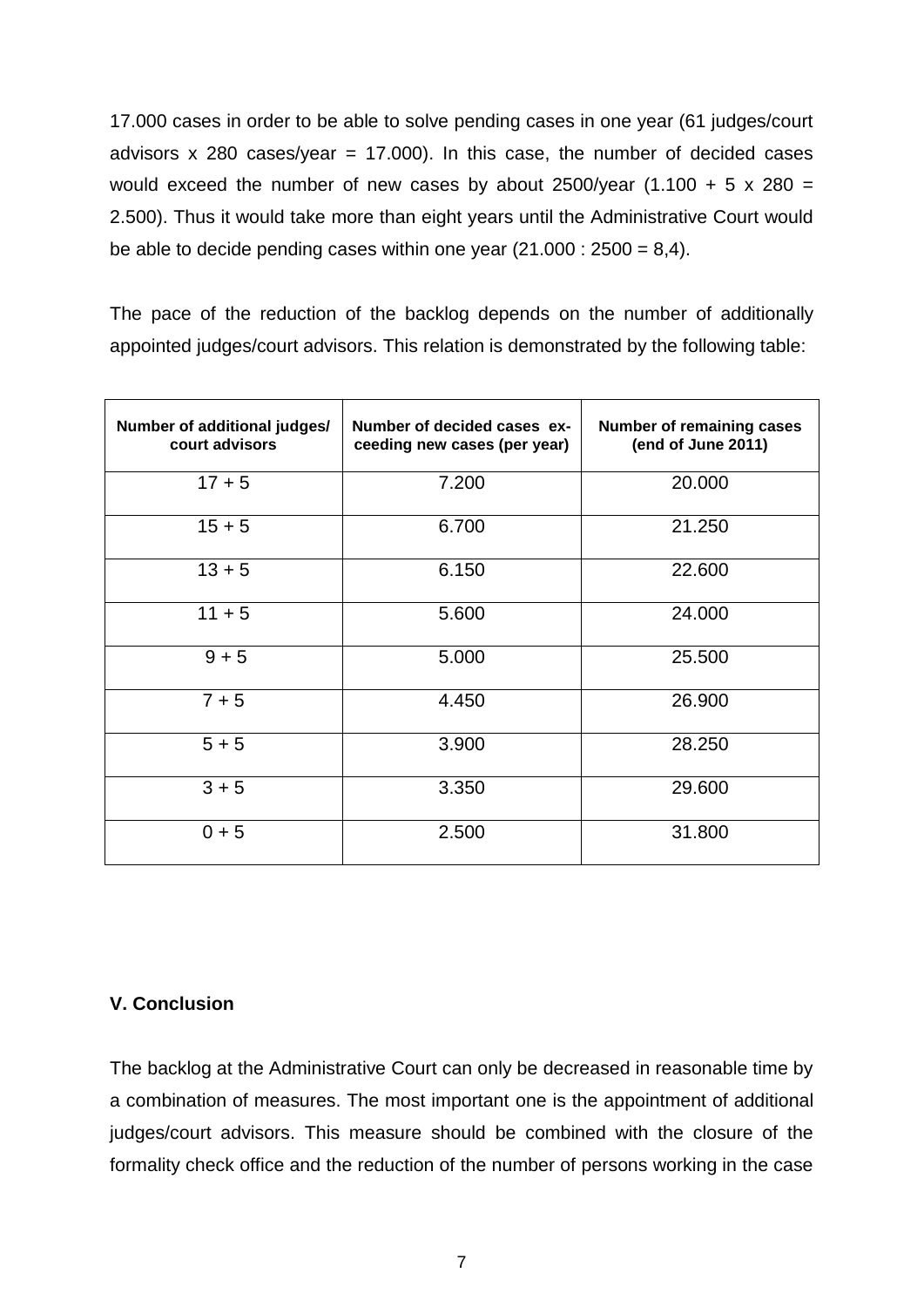17.000 cases in order to be able to solve pending cases in one year (61 judges/court advisors x 280 cases/year = 17.000). In this case, the number of decided cases would exceed the number of new cases by about 2500/year (1.100 + 5 x 280 = 2.500). Thus it would take more than eight years until the Administrative Court would be able to decide pending cases within one year (21.000 : 2500 = 8,4).

The pace of the reduction of the backlog depends on the number of additionally appointed judges/court advisors. This relation is demonstrated by the following table:

| Number of additional judges/ court advisors | Number of decided cases exceeding new cases (per year) | Number of remaining cases (end of June 2011) |
|---|---|---|
| 17 + 5 | 7.200 | 20.000 |
| 15 + 5 | 6.700 | 21.250 |
| 13 + 5 | 6.150 | 22.600 |
| 11 + 5 | 5.600 | 24.000 |
| 9 + 5 | 5.000 | 25.500 |
| 7 + 5 | 4.450 | 26.900 |
| 5 + 5 | 3.900 | 28.250 |
| 3 + 5 | 3.350 | 29.600 |
| 0 + 5 | 2.500 | 31.800 |

## V. Conclusion

The backlog at the Administrative Court can only be decreased in reasonable time by a combination of measures. The most important one is the appointment of additional judges/court advisors. This measure should be combined with the closure of the formality check office and the reduction of the number of persons working in the case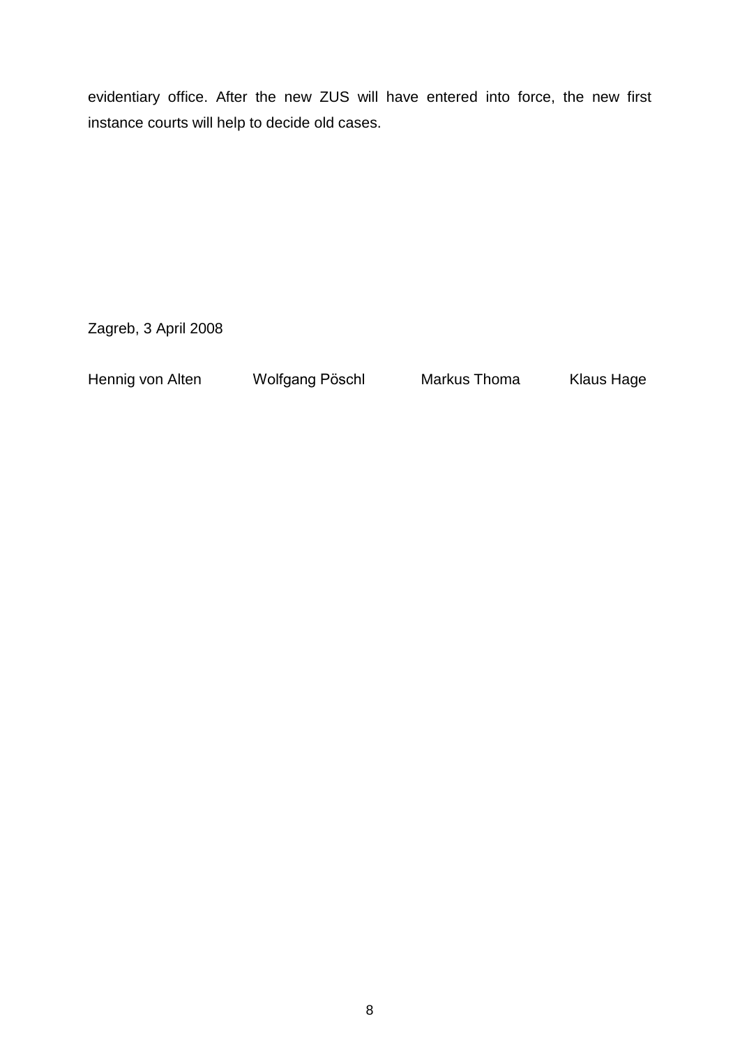evidentiary office. After the new ZUS will have entered into force, the new first instance courts will help to decide old cases.

Zagreb, 3 April 2008

Hennig von Alten     Wolfgang Pöschl     Markus Thoma     Klaus Hage